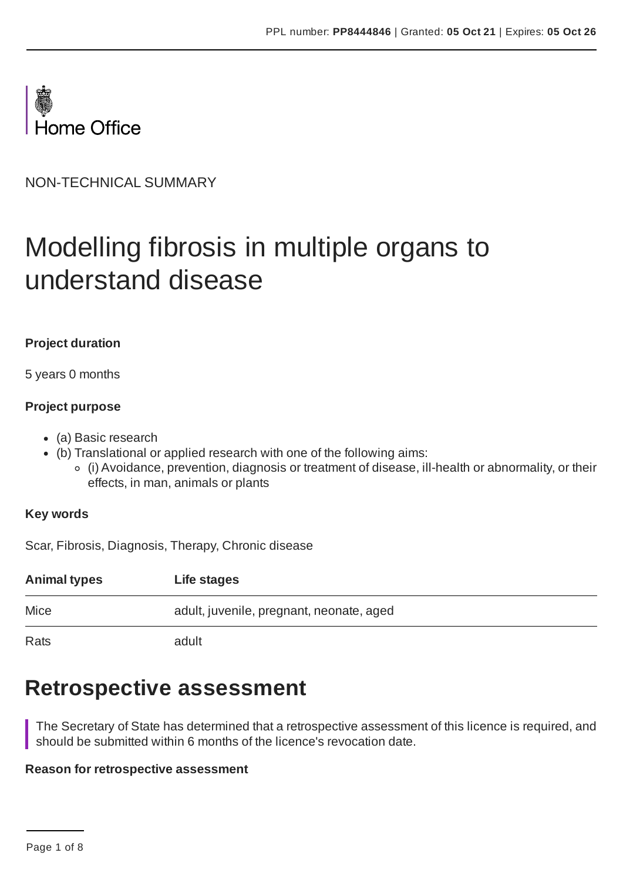PPL number: **PP8444846** | Granted: **05 Oct 21** | Expires: **05 Oct 26**

Home Office

NON-TECHNICAL SUMMARY

# Modelling fibrosis in multiple organs to understand disease

**Project duration**

5 years 0 months

**Project purpose**

- (a) Basic research
- (b) Translational or applied research with one of the following aims:
  - (i) Avoidance, prevention, diagnosis or treatment of disease, ill-health or abnormality, or their effects, in man, animals or plants

**Key words**

Scar, Fibrosis, Diagnosis, Therapy, Chronic disease

| Animal types | Life stages |
| --- | --- |
| Mice | adult, juvenile, pregnant, neonate, aged |
| Rats | adult |

## Retrospective assessment

The Secretary of State has determined that a retrospective assessment of this licence is required, and should be submitted within 6 months of the licence's revocation date.

**Reason for retrospective assessment**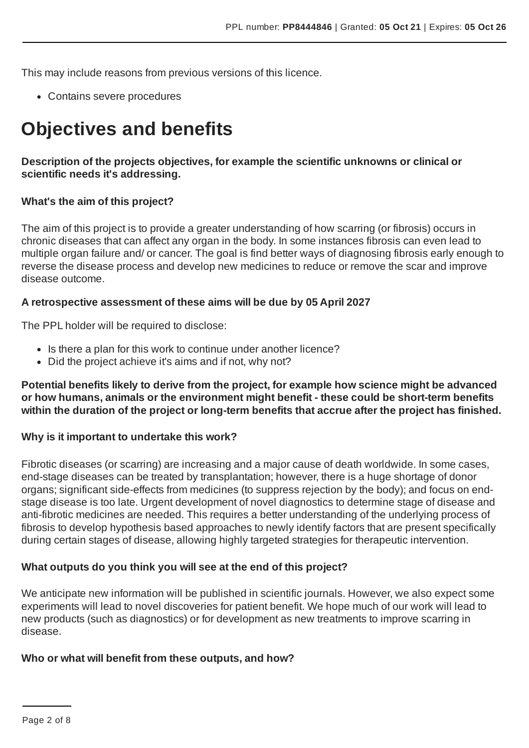This may include reasons from previous versions of this licence.

- Contains severe procedures

# Objectives and benefits

**Description of the projects objectives, for example the scientific unknowns or clinical or scientific needs it's addressing.**

**What's the aim of this project?**

The aim of this project is to provide a greater understanding of how scarring (or fibrosis) occurs in chronic diseases that can affect any organ in the body. In some instances fibrosis can even lead to multiple organ failure and/ or cancer. The goal is find better ways of diagnosing fibrosis early enough to reverse the disease process and develop new medicines to reduce or remove the scar and improve disease outcome.

**A retrospective assessment of these aims will be due by 05 April 2027**

The PPL holder will be required to disclose:

- Is there a plan for this work to continue under another licence?
- Did the project achieve it's aims and if not, why not?

**Potential benefits likely to derive from the project, for example how science might be advanced or how humans, animals or the environment might benefit - these could be short-term benefits within the duration of the project or long-term benefits that accrue after the project has finished.**

**Why is it important to undertake this work?**

Fibrotic diseases (or scarring) are increasing and a major cause of death worldwide. In some cases, end-stage diseases can be treated by transplantation; however, there is a huge shortage of donor organs; significant side-effects from medicines (to suppress rejection by the body); and focus on end-stage disease is too late. Urgent development of novel diagnostics to determine stage of disease and anti-fibrotic medicines are needed. This requires a better understanding of the underlying process of fibrosis to develop hypothesis based approaches to newly identify factors that are present specifically during certain stages of disease, allowing highly targeted strategies for therapeutic intervention.

**What outputs do you think you will see at the end of this project?**

We anticipate new information will be published in scientific journals. However, we also expect some experiments will lead to novel discoveries for patient benefit. We hope much of our work will lead to new products (such as diagnostics) or for development as new treatments to improve scarring in disease.

**Who or what will benefit from these outputs, and how?**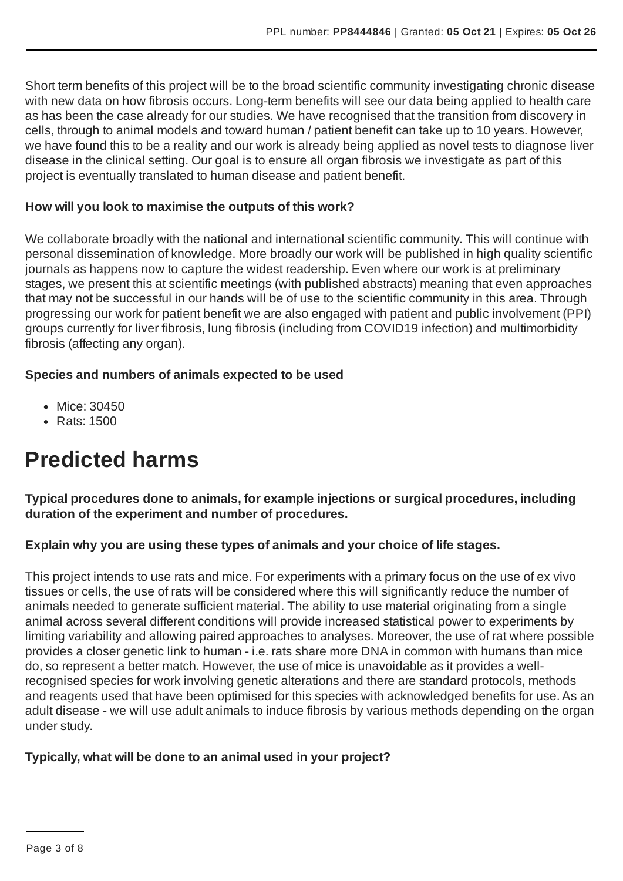Short term benefits of this project will be to the broad scientific community investigating chronic disease with new data on how fibrosis occurs. Long-term benefits will see our data being applied to health care as has been the case already for our studies. We have recognised that the transition from discovery in cells, through to animal models and toward human / patient benefit can take up to 10 years. However, we have found this to be a reality and our work is already being applied as novel tests to diagnose liver disease in the clinical setting. Our goal is to ensure all organ fibrosis we investigate as part of this project is eventually translated to human disease and patient benefit.

**How will you look to maximise the outputs of this work?**

We collaborate broadly with the national and international scientific community. This will continue with personal dissemination of knowledge. More broadly our work will be published in high quality scientific journals as happens now to capture the widest readership. Even where our work is at preliminary stages, we present this at scientific meetings (with published abstracts) meaning that even approaches that may not be successful in our hands will be of use to the scientific community in this area. Through progressing our work for patient benefit we are also engaged with patient and public involvement (PPI) groups currently for liver fibrosis, lung fibrosis (including from COVID19 infection) and multimorbidity fibrosis (affecting any organ).

**Species and numbers of animals expected to be used**

- Mice: 30450
- Rats: 1500

# Predicted harms

**Typical procedures done to animals, for example injections or surgical procedures, including duration of the experiment and number of procedures.**

**Explain why you are using these types of animals and your choice of life stages.**

This project intends to use rats and mice. For experiments with a primary focus on the use of ex vivo tissues or cells, the use of rats will be considered where this will significantly reduce the number of animals needed to generate sufficient material. The ability to use material originating from a single animal across several different conditions will provide increased statistical power to experiments by limiting variability and allowing paired approaches to analyses. Moreover, the use of rat where possible provides a closer genetic link to human - i.e. rats share more DNA in common with humans than mice do, so represent a better match. However, the use of mice is unavoidable as it provides a well-recognised species for work involving genetic alterations and there are standard protocols, methods and reagents used that have been optimised for this species with acknowledged benefits for use. As an adult disease - we will use adult animals to induce fibrosis by various methods depending on the organ under study.

**Typically, what will be done to an animal used in your project?**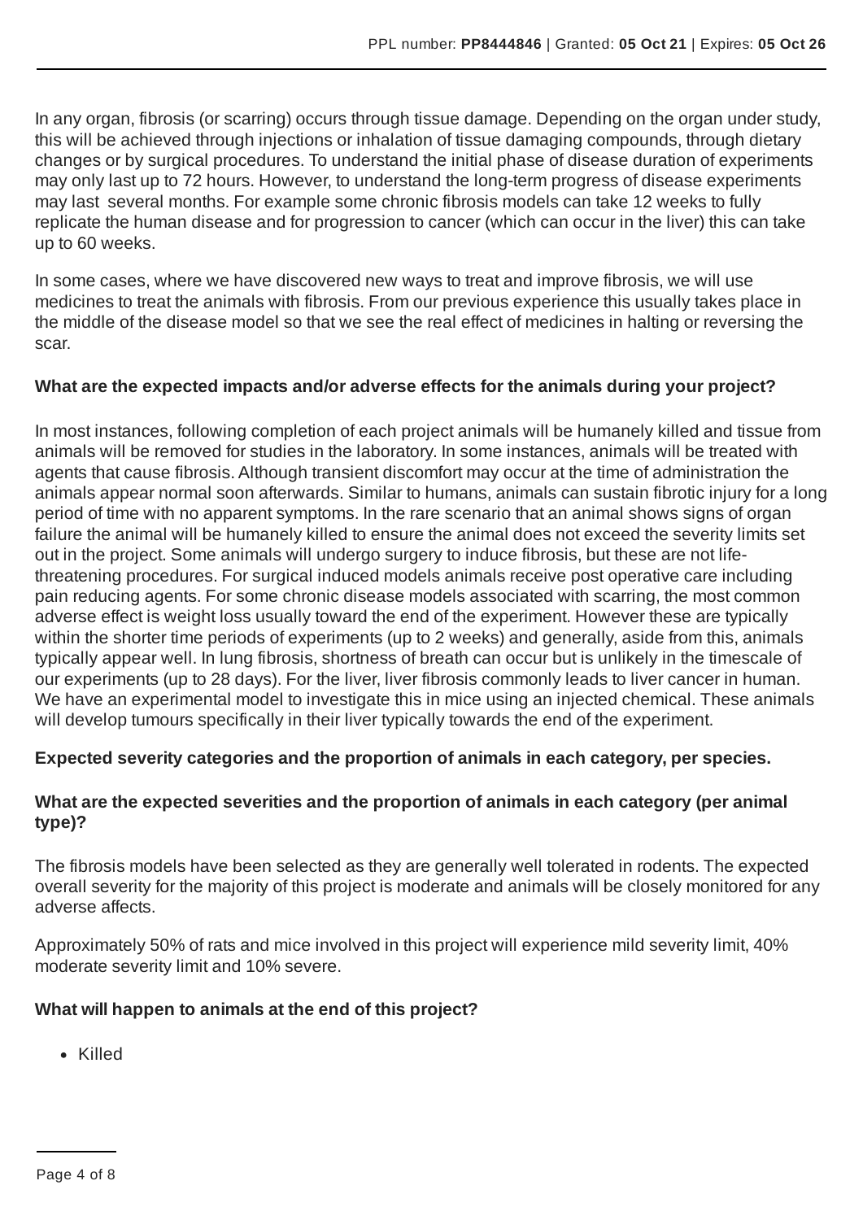In any organ, fibrosis (or scarring) occurs through tissue damage. Depending on the organ under study, this will be achieved through injections or inhalation of tissue damaging compounds, through dietary changes or by surgical procedures. To understand the initial phase of disease duration of experiments may only last up to 72 hours. However, to understand the long-term progress of disease experiments may last several months. For example some chronic fibrosis models can take 12 weeks to fully replicate the human disease and for progression to cancer (which can occur in the liver) this can take up to 60 weeks.

In some cases, where we have discovered new ways to treat and improve fibrosis, we will use medicines to treat the animals with fibrosis. From our previous experience this usually takes place in the middle of the disease model so that we see the real effect of medicines in halting or reversing the scar.

**What are the expected impacts and/or adverse effects for the animals during your project?**

In most instances, following completion of each project animals will be humanely killed and tissue from animals will be removed for studies in the laboratory. In some instances, animals will be treated with agents that cause fibrosis. Although transient discomfort may occur at the time of administration the animals appear normal soon afterwards. Similar to humans, animals can sustain fibrotic injury for a long period of time with no apparent symptoms. In the rare scenario that an animal shows signs of organ failure the animal will be humanely killed to ensure the animal does not exceed the severity limits set out in the project. Some animals will undergo surgery to induce fibrosis, but these are not life-threatening procedures. For surgical induced models animals receive post operative care including pain reducing agents. For some chronic disease models associated with scarring, the most common adverse effect is weight loss usually toward the end of the experiment. However these are typically within the shorter time periods of experiments (up to 2 weeks) and generally, aside from this, animals typically appear well. In lung fibrosis, shortness of breath can occur but is unlikely in the timescale of our experiments (up to 28 days). For the liver, liver fibrosis commonly leads to liver cancer in human. We have an experimental model to investigate this in mice using an injected chemical. These animals will develop tumours specifically in their liver typically towards the end of the experiment.

**Expected severity categories and the proportion of animals in each category, per species.**

**What are the expected severities and the proportion of animals in each category (per animal type)?**

The fibrosis models have been selected as they are generally well tolerated in rodents. The expected overall severity for the majority of this project is moderate and animals will be closely monitored for any adverse affects.

Approximately 50% of rats and mice involved in this project will experience mild severity limit, 40% moderate severity limit and 10% severe.

**What will happen to animals at the end of this project?**

- Killed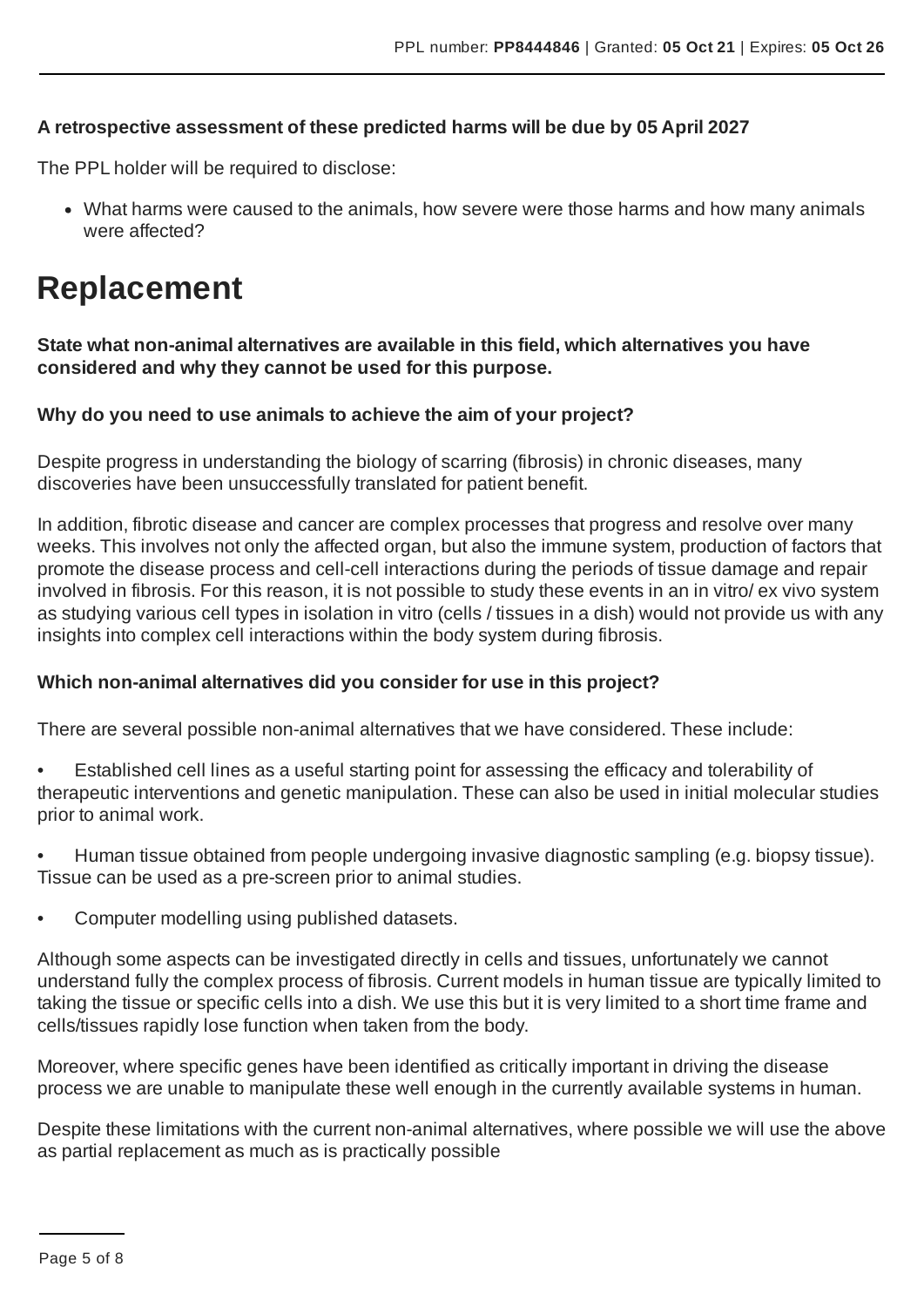**A retrospective assessment of these predicted harms will be due by 05 April 2027**

The PPL holder will be required to disclose:

- What harms were caused to the animals, how severe were those harms and how many animals were affected?

# Replacement

**State what non-animal alternatives are available in this field, which alternatives you have considered and why they cannot be used for this purpose.**

**Why do you need to use animals to achieve the aim of your project?**

Despite progress in understanding the biology of scarring (fibrosis) in chronic diseases, many discoveries have been unsuccessfully translated for patient benefit.

In addition, fibrotic disease and cancer are complex processes that progress and resolve over many weeks. This involves not only the affected organ, but also the immune system, production of factors that promote the disease process and cell-cell interactions during the periods of tissue damage and repair involved in fibrosis. For this reason, it is not possible to study these events in an in vitro/ ex vivo system as studying various cell types in isolation in vitro (cells / tissues in a dish) would not provide us with any insights into complex cell interactions within the body system during fibrosis.

**Which non-animal alternatives did you consider for use in this project?**

There are several possible non-animal alternatives that we have considered. These include:

- Established cell lines as a useful starting point for assessing the efficacy and tolerability of therapeutic interventions and genetic manipulation. These can also be used in initial molecular studies prior to animal work.
- Human tissue obtained from people undergoing invasive diagnostic sampling (e.g. biopsy tissue). Tissue can be used as a pre-screen prior to animal studies.
- Computer modelling using published datasets.

Although some aspects can be investigated directly in cells and tissues, unfortunately we cannot understand fully the complex process of fibrosis. Current models in human tissue are typically limited to taking the tissue or specific cells into a dish. We use this but it is very limited to a short time frame and cells/tissues rapidly lose function when taken from the body.

Moreover, where specific genes have been identified as critically important in driving the disease process we are unable to manipulate these well enough in the currently available systems in human.

Despite these limitations with the current non-animal alternatives, where possible we will use the above as partial replacement as much as is practically possible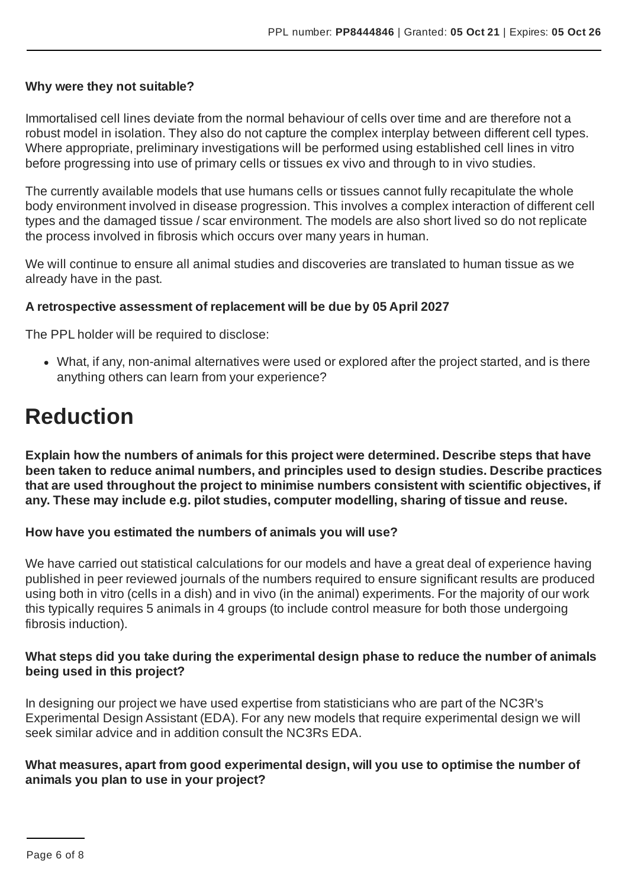**Why were they not suitable?**

Immortalised cell lines deviate from the normal behaviour of cells over time and are therefore not a robust model in isolation. They also do not capture the complex interplay between different cell types. Where appropriate, preliminary investigations will be performed using established cell lines in vitro before progressing into use of primary cells or tissues ex vivo and through to in vivo studies.

The currently available models that use humans cells or tissues cannot fully recapitulate the whole body environment involved in disease progression. This involves a complex interaction of different cell types and the damaged tissue / scar environment. The models are also short lived so do not replicate the process involved in fibrosis which occurs over many years in human.

We will continue to ensure all animal studies and discoveries are translated to human tissue as we already have in the past.

**A retrospective assessment of replacement will be due by 05 April 2027**

The PPL holder will be required to disclose:

- What, if any, non-animal alternatives were used or explored after the project started, and is there anything others can learn from your experience?

# Reduction

**Explain how the numbers of animals for this project were determined. Describe steps that have been taken to reduce animal numbers, and principles used to design studies. Describe practices that are used throughout the project to minimise numbers consistent with scientific objectives, if any. These may include e.g. pilot studies, computer modelling, sharing of tissue and reuse.**

**How have you estimated the numbers of animals you will use?**

We have carried out statistical calculations for our models and have a great deal of experience having published in peer reviewed journals of the numbers required to ensure significant results are produced using both in vitro (cells in a dish) and in vivo (in the animal) experiments. For the majority of our work this typically requires 5 animals in 4 groups (to include control measure for both those undergoing fibrosis induction).

**What steps did you take during the experimental design phase to reduce the number of animals being used in this project?**

In designing our project we have used expertise from statisticians who are part of the NC3R's Experimental Design Assistant (EDA). For any new models that require experimental design we will seek similar advice and in addition consult the NC3Rs EDA.

**What measures, apart from good experimental design, will you use to optimise the number of animals you plan to use in your project?**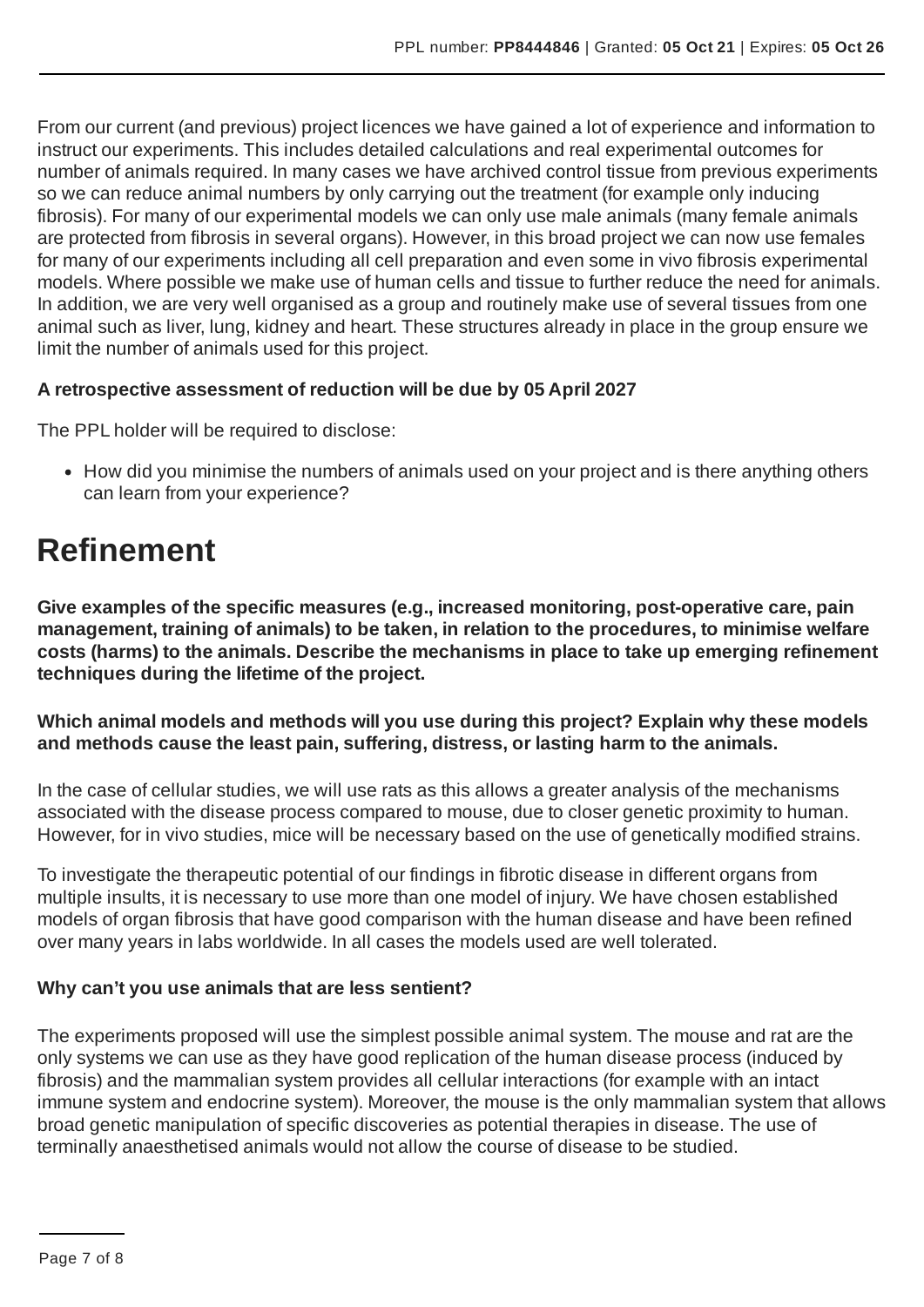From our current (and previous) project licences we have gained a lot of experience and information to instruct our experiments. This includes detailed calculations and real experimental outcomes for number of animals required. In many cases we have archived control tissue from previous experiments so we can reduce animal numbers by only carrying out the treatment (for example only inducing fibrosis). For many of our experimental models we can only use male animals (many female animals are protected from fibrosis in several organs). However, in this broad project we can now use females for many of our experiments including all cell preparation and even some in vivo fibrosis experimental models. Where possible we make use of human cells and tissue to further reduce the need for animals. In addition, we are very well organised as a group and routinely make use of several tissues from one animal such as liver, lung, kidney and heart. These structures already in place in the group ensure we limit the number of animals used for this project.

**A retrospective assessment of reduction will be due by 05 April 2027**

The PPL holder will be required to disclose:

- How did you minimise the numbers of animals used on your project and is there anything others can learn from your experience?

# Refinement

**Give examples of the specific measures (e.g., increased monitoring, post-operative care, pain management, training of animals) to be taken, in relation to the procedures, to minimise welfare costs (harms) to the animals. Describe the mechanisms in place to take up emerging refinement techniques during the lifetime of the project.**

**Which animal models and methods will you use during this project? Explain why these models and methods cause the least pain, suffering, distress, or lasting harm to the animals.**

In the case of cellular studies, we will use rats as this allows a greater analysis of the mechanisms associated with the disease process compared to mouse, due to closer genetic proximity to human. However, for in vivo studies, mice will be necessary based on the use of genetically modified strains.

To investigate the therapeutic potential of our findings in fibrotic disease in different organs from multiple insults, it is necessary to use more than one model of injury. We have chosen established models of organ fibrosis that have good comparison with the human disease and have been refined over many years in labs worldwide. In all cases the models used are well tolerated.

**Why can't you use animals that are less sentient?**

The experiments proposed will use the simplest possible animal system. The mouse and rat are the only systems we can use as they have good replication of the human disease process (induced by fibrosis) and the mammalian system provides all cellular interactions (for example with an intact immune system and endocrine system). Moreover, the mouse is the only mammalian system that allows broad genetic manipulation of specific discoveries as potential therapies in disease. The use of terminally anaesthetised animals would not allow the course of disease to be studied.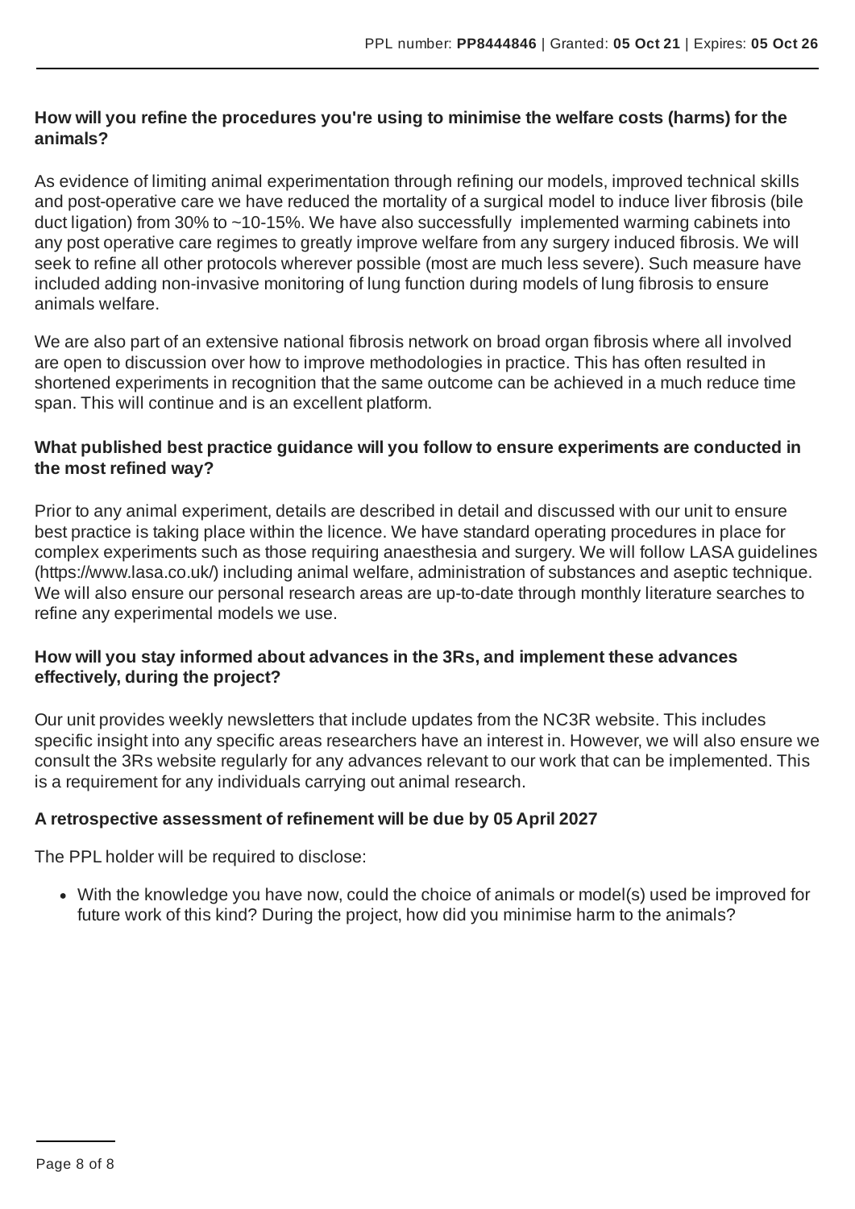**How will you refine the procedures you're using to minimise the welfare costs (harms) for the animals?**

As evidence of limiting animal experimentation through refining our models, improved technical skills and post-operative care we have reduced the mortality of a surgical model to induce liver fibrosis (bile duct ligation) from 30% to ~10-15%. We have also successfully implemented warming cabinets into any post operative care regimes to greatly improve welfare from any surgery induced fibrosis. We will seek to refine all other protocols wherever possible (most are much less severe). Such measure have included adding non-invasive monitoring of lung function during models of lung fibrosis to ensure animals welfare.

We are also part of an extensive national fibrosis network on broad organ fibrosis where all involved are open to discussion over how to improve methodologies in practice. This has often resulted in shortened experiments in recognition that the same outcome can be achieved in a much reduce time span. This will continue and is an excellent platform.

**What published best practice guidance will you follow to ensure experiments are conducted in the most refined way?**

Prior to any animal experiment, details are described in detail and discussed with our unit to ensure best practice is taking place within the licence. We have standard operating procedures in place for complex experiments such as those requiring anaesthesia and surgery. We will follow LASA guidelines (https://www.lasa.co.uk/) including animal welfare, administration of substances and aseptic technique. We will also ensure our personal research areas are up-to-date through monthly literature searches to refine any experimental models we use.

**How will you stay informed about advances in the 3Rs, and implement these advances effectively, during the project?**

Our unit provides weekly newsletters that include updates from the NC3R website. This includes specific insight into any specific areas researchers have an interest in. However, we will also ensure we consult the 3Rs website regularly for any advances relevant to our work that can be implemented. This is a requirement for any individuals carrying out animal research.

**A retrospective assessment of refinement will be due by 05 April 2027**

The PPL holder will be required to disclose:

- With the knowledge you have now, could the choice of animals or model(s) used be improved for future work of this kind? During the project, how did you minimise harm to the animals?